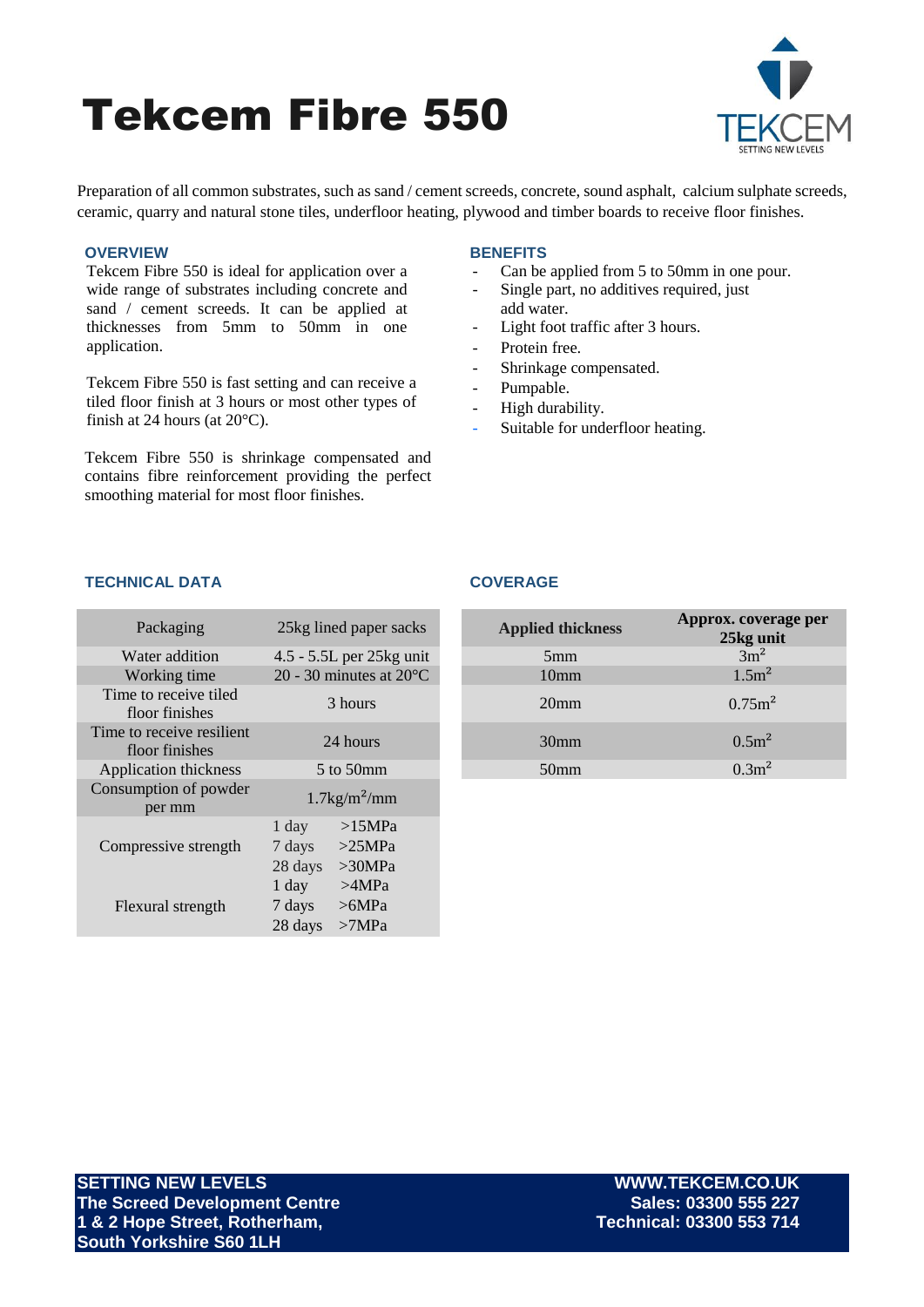# Tekcem Fibre 550

Preparation of all common substrates, such as sand / cement screeds, concrete, sound asphalt, calcium sulphate screeds, ceramic, quarry and natural stone tiles, underfloor heating, plywood and timber boards to receive floor finishes.

## OVERVIEW

Tekcem Fibre 550 is ideal for application over a wide range of substrates including concrete and sand / cement screeds. It can be applied at thicknesses from 5mm to 50mm in one application.

Tekcem Fibre 550 is fast setting and can receive a tiled floor finish at 3 hours or most other types of finish at 24 hours (at 20°C).

Tekcem Fibre 550 is shrinkage compensated and contains fibre reinforcement providing the perfect smoothing material for most floor finishes.

## BENEFITS

- Can be applied from 5 to 50mm in one pour.
- Single part, no additives required, just add water.
- Light foot traffic after 3 hours.
- Protein free.
- Shrinkage compensated.
- Pumpable.
- High durability.
- Suitable for underfloor heating.

## TECHNICAL DATA

| Packaging | 25kg lined paper sacks |
|---|---|
| Water addition | 4.5 - 5.5L per 25kg unit |
| Working time | 20 - 30 minutes at 20°C |
| Time to receive tiled floor finishes | 3 hours |
| Time to receive resilient floor finishes | 24 hours |
| Application thickness | 5 to 50mm |
| Consumption of powder per mm | 1.7kg/m²/mm |
| Compressive strength | 1 day >15MPa<br>7 days >25MPa<br>28 days >30MPa |
| Flexural strength | 1 day >4MPa<br>7 days >6MPa<br>28 days >7MPa |

## COVERAGE

| Applied thickness | Approx. coverage per 25kg unit |
|---|---|
| 5mm | 3m² |
| 10mm | 1.5m² |
| 20mm | 0.75m² |
| 30mm | 0.5m² |
| 50mm | 0.3m² |

**SETTING NEW LEVELS**
**The Screed Development Centre**
**1 & 2 Hope Street, Rotherham,**
**South Yorkshire S60 1LH**

**WWW.TEKCEM.CO.UK**
**Sales: 03300 555 227**
**Technical: 03300 553 714**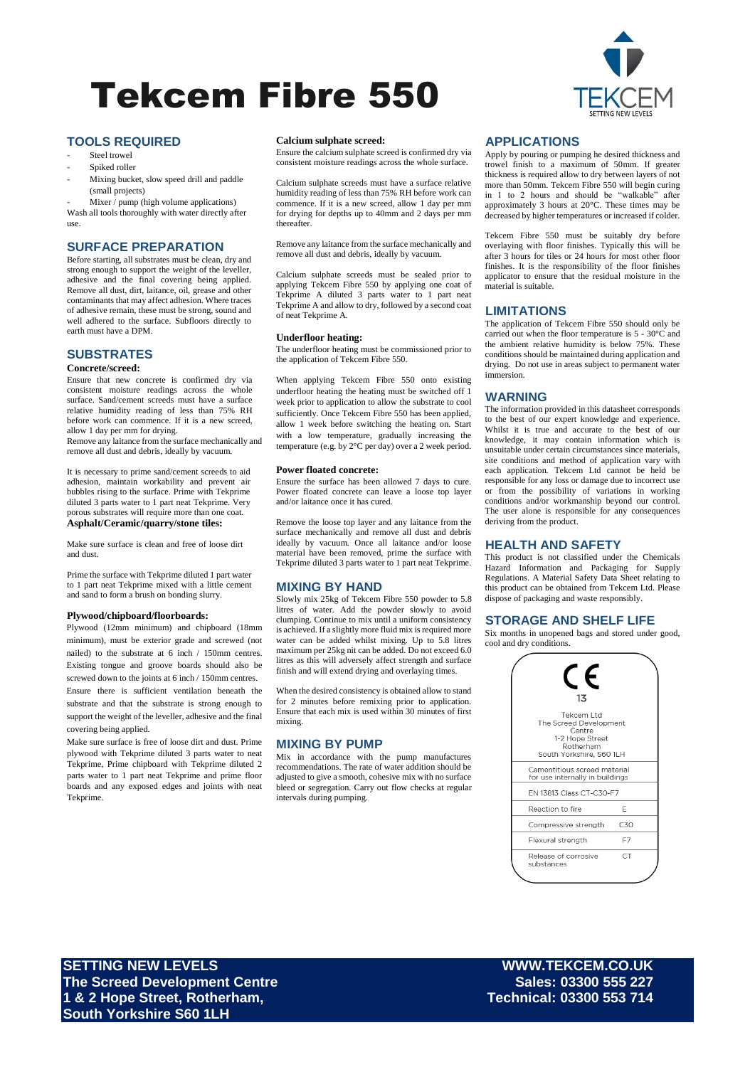# Tekcem Fibre 550

## TOOLS REQUIRED

- Steel trowel
- Spiked roller
- Mixing bucket, slow speed drill and paddle (small projects)
- Mixer / pump (high volume applications)

Wash all tools thoroughly with water directly after use.

## SURFACE PREPARATION

Before starting, all substrates must be clean, dry and strong enough to support the weight of the leveller, adhesive and the final covering being applied. Remove all dust, dirt, laitance, oil, grease and other contaminants that may affect adhesion. Where traces of adhesive remain, these must be strong, sound and well adhered to the surface. Subfloors directly to earth must have a DPM.

## SUBSTRATES

**Concrete/screed:**

Ensure that new concrete is confirmed dry via consistent moisture readings across the whole surface. Sand/cement screeds must have a surface relative humidity reading of less than 75% RH before work can commence. If it is a new screed, allow 1 day per mm for drying.

Remove any laitance from the surface mechanically and remove all dust and debris, ideally by vacuum.

It is necessary to prime sand/cement screeds to aid adhesion, maintain workability and prevent air bubbles rising to the surface. Prime with Tekprime diluted 3 parts water to 1 part neat Tekprime. Very porous substrates will require more than one coat.

**Asphalt/Ceramic/quarry/stone tiles:**

Make sure surface is clean and free of loose dirt and dust.

Prime the surface with Tekprime diluted 1 part water to 1 part neat Tekprime mixed with a little cement and sand to form a brush on bonding slurry.

**Plywood/chipboard/floorboards:**

Plywood (12mm minimum) and chipboard (18mm minimum), must be exterior grade and screwed (not nailed) to the substrate at 6 inch / 150mm centres. Existing tongue and groove boards should also be screwed down to the joints at 6 inch / 150mm centres.

Ensure there is sufficient ventilation beneath the substrate and that the substrate is strong enough to support the weight of the leveller, adhesive and the final covering being applied.

Make sure surface is free of loose dirt and dust. Prime plywood with Tekprime diluted 3 parts water to neat Tekprime, Prime chipboard with Tekprime diluted 2 parts water to 1 part neat Tekprime and prime floor boards and any exposed edges and joints with neat Tekprime.

**Calcium sulphate screed:**

Ensure the calcium sulphate screed is confirmed dry via consistent moisture readings across the whole surface.

Calcium sulphate screeds must have a surface relative humidity reading of less than 75% RH before work can commence. If it is a new screed, allow 1 day per mm for drying for depths up to 40mm and 2 days per mm thereafter.

Remove any laitance from the surface mechanically and remove all dust and debris, ideally by vacuum.

Calcium sulphate screeds must be sealed prior to applying Tekcem Fibre 550 by applying one coat of Tekprime A diluted 3 parts water to 1 part neat Tekprime A and allow to dry, followed by a second coat of neat Tekprime A.

**Underfloor heating:**

The underfloor heating must be commissioned prior to the application of Tekcem Fibre 550.

When applying Tekcem Fibre 550 onto existing underfloor heating the heating must be switched off 1 week prior to application to allow the substrate to cool sufficiently. Once Tekcem Fibre 550 has been applied, allow 1 week before switching the heating on. Start with a low temperature, gradually increasing the temperature (e.g. by 2°C per day) over a 2 week period.

**Power floated concrete:**

Ensure the surface has been allowed 7 days to cure. Power floated concrete can leave a loose top layer and/or laitance once it has cured.

Remove the loose top layer and any laitance from the surface mechanically and remove all dust and debris ideally by vacuum. Once all laitance and/or loose material have been removed, prime the surface with Tekprime diluted 3 parts water to 1 part neat Tekprime.

## MIXING BY HAND

Slowly mix 25kg of Tekcem Fibre 550 powder to 5.8 litres of water. Add the powder slowly to avoid clumping. Continue to mix until a uniform consistency is achieved. If a slightly more fluid mix is required more water can be added whilst mixing. Up to 5.8 litres maximum per 25kg nit can be added. Do not exceed 6.0 litres as this will adversely affect strength and surface finish and will extend drying and overlaying times.

When the desired consistency is obtained allow to stand for 2 minutes before remixing prior to application. Ensure that each mix is used within 30 minutes of first mixing.

## MIXING BY PUMP

Mix in accordance with the pump manufactures recommendations. The rate of water addition should be adjusted to give a smooth, cohesive mix with no surface bleed or segregation. Carry out flow checks at regular intervals during pumping.

## APPLICATIONS

Apply by pouring or pumping he desired thickness and trowel finish to a maximum of 50mm. If greater thickness is required allow to dry between layers of not more than 50mm. Tekcem Fibre 550 will begin curing in 1 to 2 hours and should be "walkable" after approximately 3 hours at 20°C. These times may be decreased by higher temperatures or increased if colder.

Tekcem Fibre 550 must be suitably dry before overlaying with floor finishes. Typically this will be after 3 hours for tiles or 24 hours for most other floor finishes. It is the responsibility of the floor finishes applicator to ensure that the residual moisture in the material is suitable.

## LIMITATIONS

The application of Tekcem Fibre 550 should only be carried out when the floor temperature is 5 - 30°C and the ambient relative humidity is below 75%. These conditions should be maintained during application and drying. Do not use in areas subject to permanent water immersion.

## WARNING

The information provided in this datasheet corresponds to the best of our expert knowledge and experience. Whilst it is true and accurate to the best of our knowledge, it may contain information which is unsuitable under certain circumstances since materials, site conditions and method of application vary with each application. Tekcem Ltd cannot be held be responsible for any loss or damage due to incorrect use or from the possibility of variations in working conditions and/or workmanship beyond our control. The user alone is responsible for any consequences deriving from the product.

## HEALTH AND SAFETY

This product is not classified under the Chemicals Hazard Information and Packaging for Supply Regulations. A Material Safety Data Sheet relating to this product can be obtained from Tekcem Ltd. Please dispose of packaging and waste responsibly.

## STORAGE AND SHELF LIFE

Six months in unopened bags and stored under good, cool and dry conditions.

CE
13

Tekcem Ltd
The Screed Development Centre
1-2 Hope Street
Rotherham
South Yorkshire, S60 1LH

Cementitious screed material for use internally in buildings

EN 13813 Class CT-C30-F7

| | |
|---|---|
| Reaction to fire | E |
| Compressive strength | C30 |
| Flexural strength | F7 |
| Release of corrosive substances | CT |

**SETTING NEW LEVELS**
**The Screed Development Centre**
**1 & 2 Hope Street, Rotherham,**
**South Yorkshire S60 1LH**

**WWW.TEKCEM.CO.UK**
**Sales: 03300 555 227**
**Technical: 03300 553 714**